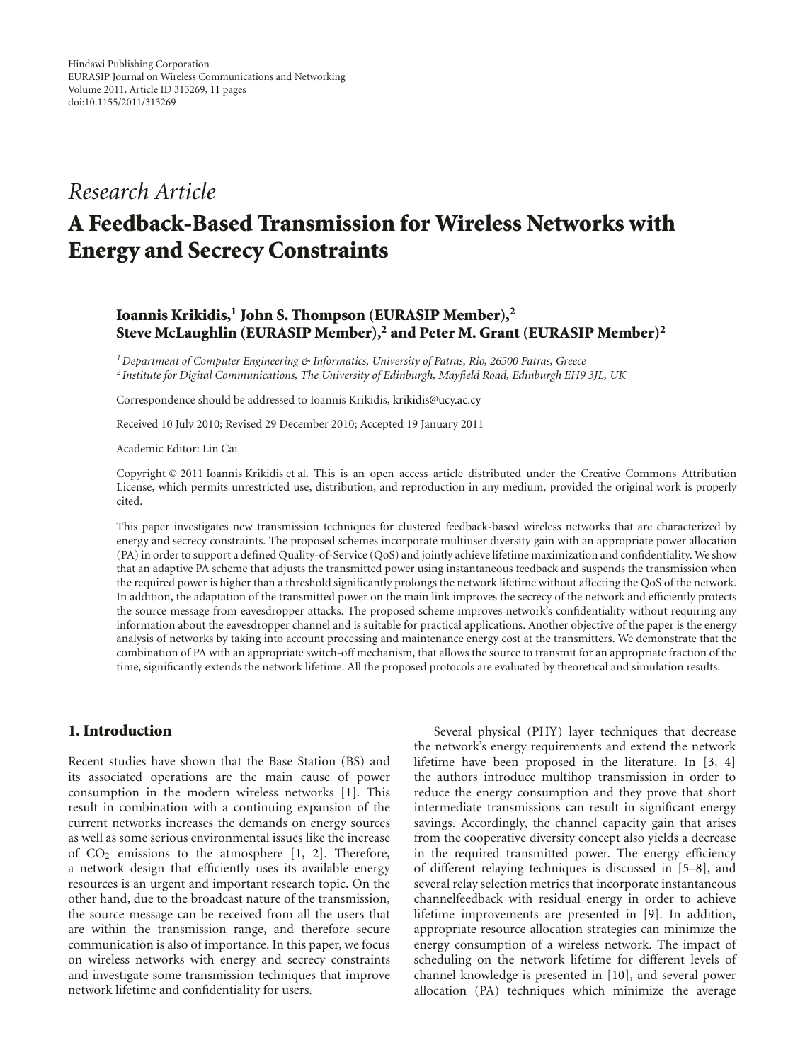Hindawi Publishing Corporation
EURASIP Journal on Wireless Communications and Networking
Volume 2011, Article ID 313269, 11 pages
doi:10.1155/2011/313269

*Research Article*

# A Feedback-Based Transmission for Wireless Networks with Energy and Secrecy Constraints

**Ioannis Krikidis,[1] John S. Thompson (EURASIP Member),[2] Steve McLaughlin (EURASIP Member),[2] and Peter M. Grant (EURASIP Member)[2]**

[1] *Department of Computer Engineering & Informatics, University of Patras, Rio, 26500 Patras, Greece*
[2] *Institute for Digital Communications, The University of Edinburgh, Mayfield Road, Edinburgh EH9 3JL, UK*

Correspondence should be addressed to Ioannis Krikidis, krikidis@ucy.ac.cy

Received 10 July 2010; Revised 29 December 2010; Accepted 19 January 2011

Academic Editor: Lin Cai

Copyright © 2011 Ioannis Krikidis et al. This is an open access article distributed under the Creative Commons Attribution License, which permits unrestricted use, distribution, and reproduction in any medium, provided the original work is properly cited.

This paper investigates new transmission techniques for clustered feedback-based wireless networks that are characterized by energy and secrecy constraints. The proposed schemes incorporate multiuser diversity gain with an appropriate power allocation (PA) in order to support a defined Quality-of-Service (QoS) and jointly achieve lifetime maximization and confidentiality. We show that an adaptive PA scheme that adjusts the transmitted power using instantaneous feedback and suspends the transmission when the required power is higher than a threshold significantly prolongs the network lifetime without affecting the QoS of the network. In addition, the adaptation of the transmitted power on the main link improves the secrecy of the network and efficiently protects the source message from eavesdropper attacks. The proposed scheme improves network's confidentiality without requiring any information about the eavesdropper channel and is suitable for practical applications. Another objective of the paper is the energy analysis of networks by taking into account processing and maintenance energy cost at the transmitters. We demonstrate that the combination of PA with an appropriate switch-off mechanism, that allows the source to transmit for an appropriate fraction of the time, significantly extends the network lifetime. All the proposed protocols are evaluated by theoretical and simulation results.

## 1. Introduction

Recent studies have shown that the Base Station (BS) and its associated operations are the main cause of power consumption in the modern wireless networks [1]. This result in combination with a continuing expansion of the current networks increases the demands on energy sources as well as some serious environmental issues like the increase of $CO_2$ emissions to the atmosphere [1, 2]. Therefore, a network design that efficiently uses its available energy resources is an urgent and important research topic. On the other hand, due to the broadcast nature of the transmission, the source message can be received from all the users that are within the transmission range, and therefore secure communication is also of importance. In this paper, we focus on wireless networks with energy and secrecy constraints and investigate some transmission techniques that improve network lifetime and confidentiality for users.

Several physical (PHY) layer techniques that decrease the network's energy requirements and extend the network lifetime have been proposed in the literature. In [3, 4] the authors introduce multihop transmission in order to reduce the energy consumption and they prove that short intermediate transmissions can result in significant energy savings. Accordingly, the channel capacity gain that arises from the cooperative diversity concept also yields a decrease in the required transmitted power. The energy efficiency of different relaying techniques is discussed in [5–8], and several relay selection metrics that incorporate instantaneous channelfeedback with residual energy in order to achieve lifetime improvements are presented in [9]. In addition, appropriate resource allocation strategies can minimize the energy consumption of a wireless network. The impact of scheduling on the network lifetime for different levels of channel knowledge is presented in [10], and several power allocation (PA) techniques which minimize the average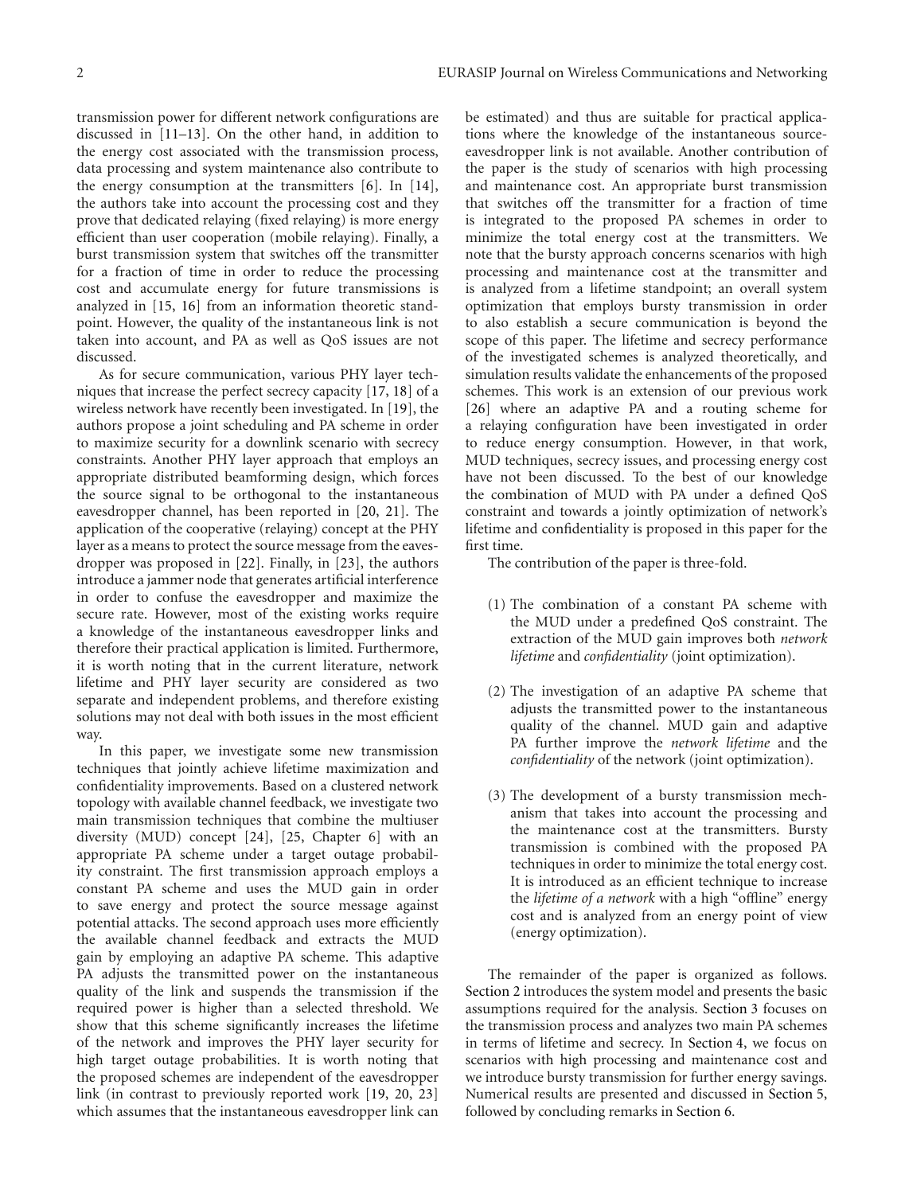transmission power for different network configurations are discussed in [11–13]. On the other hand, in addition to the energy cost associated with the transmission process, data processing and system maintenance also contribute to the energy consumption at the transmitters [6]. In [14], the authors take into account the processing cost and they prove that dedicated relaying (fixed relaying) is more energy efficient than user cooperation (mobile relaying). Finally, a burst transmission system that switches off the transmitter for a fraction of time in order to reduce the processing cost and accumulate energy for future transmissions is analyzed in [15, 16] from an information theoretic standpoint. However, the quality of the instantaneous link is not taken into account, and PA as well as QoS issues are not discussed.

As for secure communication, various PHY layer techniques that increase the perfect secrecy capacity [17, 18] of a wireless network have recently been investigated. In [19], the authors propose a joint scheduling and PA scheme in order to maximize security for a downlink scenario with secrecy constraints. Another PHY layer approach that employs an appropriate distributed beamforming design, which forces the source signal to be orthogonal to the instantaneous eavesdropper channel, has been reported in [20, 21]. The application of the cooperative (relaying) concept at the PHY layer as a means to protect the source message from the eavesdropper was proposed in [22]. Finally, in [23], the authors introduce a jammer node that generates artificial interference in order to confuse the eavesdropper and maximize the secure rate. However, most of the existing works require a knowledge of the instantaneous eavesdropper links and therefore their practical application is limited. Furthermore, it is worth noting that in the current literature, network lifetime and PHY layer security are considered as two separate and independent problems, and therefore existing solutions may not deal with both issues in the most efficient way.

In this paper, we investigate some new transmission techniques that jointly achieve lifetime maximization and confidentiality improvements. Based on a clustered network topology with available channel feedback, we investigate two main transmission techniques that combine the multiuser diversity (MUD) concept [24], [25, Chapter 6] with an appropriate PA scheme under a target outage probability constraint. The first transmission approach employs a constant PA scheme and uses the MUD gain in order to save energy and protect the source message against potential attacks. The second approach uses more efficiently the available channel feedback and extracts the MUD gain by employing an adaptive PA scheme. This adaptive PA adjusts the transmitted power on the instantaneous quality of the link and suspends the transmission if the required power is higher than a selected threshold. We show that this scheme significantly increases the lifetime of the network and improves the PHY layer security for high target outage probabilities. It is worth noting that the proposed schemes are independent of the eavesdropper link (in contrast to previously reported work [19, 20, 23] which assumes that the instantaneous eavesdropper link can be estimated) and thus are suitable for practical applications where the knowledge of the instantaneous source-eavesdropper link is not available. Another contribution of the paper is the study of scenarios with high processing and maintenance cost. An appropriate burst transmission that switches off the transmitter for a fraction of time is integrated to the proposed PA schemes in order to minimize the total energy cost at the transmitters. We note that the bursty approach concerns scenarios with high processing and maintenance cost at the transmitter and is analyzed from a lifetime standpoint; an overall system optimization that employs bursty transmission in order to also establish a secure communication is beyond the scope of this paper. The lifetime and secrecy performance of the investigated schemes is analyzed theoretically, and simulation results validate the enhancements of the proposed schemes. This work is an extension of our previous work [26] where an adaptive PA and a routing scheme for a relaying configuration have been investigated in order to reduce energy consumption. However, in that work, MUD techniques, secrecy issues, and processing energy cost have not been discussed. To the best of our knowledge the combination of MUD with PA under a defined QoS constraint and towards a jointly optimization of network's lifetime and confidentiality is proposed in this paper for the first time.

The contribution of the paper is three-fold.

(1) The combination of a constant PA scheme with the MUD under a predefined QoS constraint. The extraction of the MUD gain improves both *network lifetime* and *confidentiality* (joint optimization).

(2) The investigation of an adaptive PA scheme that adjusts the transmitted power to the instantaneous quality of the channel. MUD gain and adaptive PA further improve the *network lifetime* and the *confidentiality* of the network (joint optimization).

(3) The development of a bursty transmission mechanism that takes into account the processing and the maintenance cost at the transmitters. Bursty transmission is combined with the proposed PA techniques in order to minimize the total energy cost. It is introduced as an efficient technique to increase the *lifetime of a network* with a high "offline" energy cost and is analyzed from an energy point of view (energy optimization).

The remainder of the paper is organized as follows. Section 2 introduces the system model and presents the basic assumptions required for the analysis. Section 3 focuses on the transmission process and analyzes two main PA schemes in terms of lifetime and secrecy. In Section 4, we focus on scenarios with high processing and maintenance cost and we introduce bursty transmission for further energy savings. Numerical results are presented and discussed in Section 5, followed by concluding remarks in Section 6.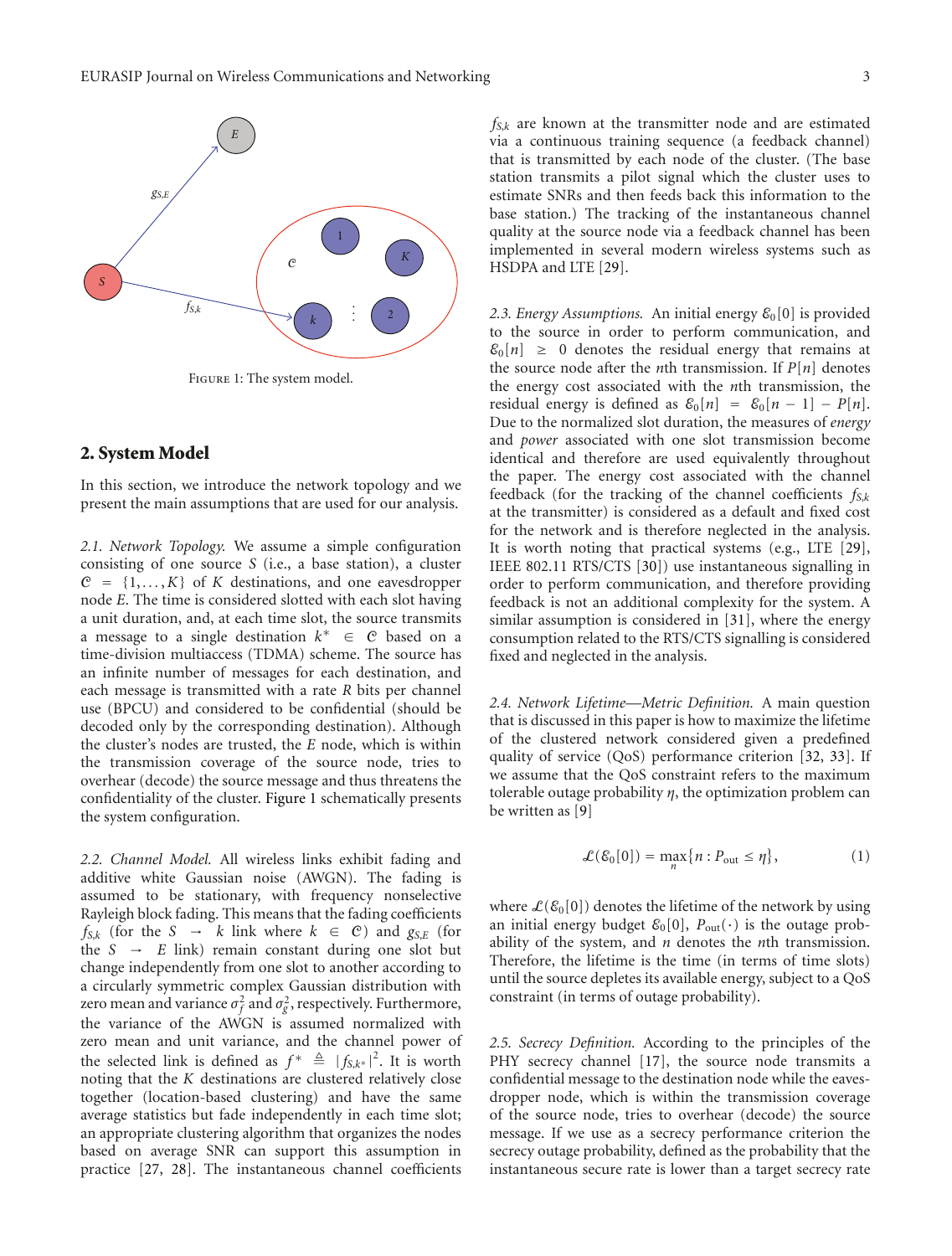Figure 1: The system model.

## 2. System Model

In this section, we introduce the network topology and we present the main assumptions that are used for our analysis.

*2.1. Network Topology.* We assume a simple configuration consisting of one source $S$ (i.e., a base station), a cluster $\mathcal{C} = \{1, \ldots, K\}$ of $K$ destinations, and one eavesdropper node $E$. The time is considered slotted with each slot having a unit duration, and, at each time slot, the source transmits a message to a single destination $k^* \in \mathcal{C}$ based on a time-division multiaccess (TDMA) scheme. The source has an infinite number of messages for each destination, and each message is transmitted with a rate $R$ bits per channel use (BPCU) and considered to be confidential (should be decoded only by the corresponding destination). Although the cluster's nodes are trusted, the $E$ node, which is within the transmission coverage of the source node, tries to overhear (decode) the source message and thus threatens the confidentiality of the cluster. Figure 1 schematically presents the system configuration.

*2.2. Channel Model.* All wireless links exhibit fading and additive white Gaussian noise (AWGN). The fading is assumed to be stationary, with frequency nonselective Rayleigh block fading. This means that the fading coefficients $f_{S,k}$ (for the $S \rightarrow k$ link where $k \in \mathcal{C}$) and $g_{S,E}$ (for the $S \rightarrow E$ link) remain constant during one slot but change independently from one slot to another according to a circularly symmetric complex Gaussian distribution with zero mean and variance $\sigma_f^2$ and $\sigma_g^2$, respectively. Furthermore, the variance of the AWGN is assumed normalized with zero mean and unit variance, and the channel power of the selected link is defined as $f^* \triangleq |f_{S,k^*}|^2$. It is worth noting that the $K$ destinations are clustered relatively close together (location-based clustering) and have the same average statistics but fade independently in each time slot; an appropriate clustering algorithm that organizes the nodes based on average SNR can support this assumption in practice [27, 28]. The instantaneous channel coefficients $f_{S,k}$ are known at the transmitter node and are estimated via a continuous training sequence (a feedback channel) that is transmitted by each node of the cluster. (The base station transmits a pilot signal which the cluster uses to estimate SNRs and then feeds back this information to the base station.) The tracking of the instantaneous channel quality at the source node via a feedback channel has been implemented in several modern wireless systems such as HSDPA and LTE [29].

*2.3. Energy Assumptions.* An initial energy $\mathcal{E}_0[0]$ is provided to the source in order to perform communication, and $\mathcal{E}_0[n] \geq 0$ denotes the residual energy that remains at the source node after the $n$th transmission. If $P[n]$ denotes the energy cost associated with the $n$th transmission, the residual energy is defined as $\mathcal{E}_0[n] = \mathcal{E}_0[n-1] - P[n]$. Due to the normalized slot duration, the measures of *energy* and *power* associated with one slot transmission become identical and therefore are used equivalently throughout the paper. The energy cost associated with the channel feedback (for the tracking of the channel coefficients $f_{S,k}$ at the transmitter) is considered as a default and fixed cost for the network and is therefore neglected in the analysis. It is worth noting that practical systems (e.g., LTE [29], IEEE 802.11 RTS/CTS [30]) use instantaneous signalling in order to perform communication, and therefore providing feedback is not an additional complexity for the system. A similar assumption is considered in [31], where the energy consumption related to the RTS/CTS signalling is considered fixed and neglected in the analysis.

*2.4. Network Lifetime—Metric Definition.* A main question that is discussed in this paper is how to maximize the lifetime of the clustered network considered given a predefined quality of service (QoS) performance criterion [32, 33]. If we assume that the QoS constraint refers to the maximum tolerable outage probability $\eta$, the optimization problem can be written as [9]

$$\mathcal{L}(\mathcal{E}_0[0]) = \max_n \{n : P_{\text{out}} \leq \eta\}, \tag{1}$$

where $\mathcal{L}(\mathcal{E}_0[0])$ denotes the lifetime of the network by using an initial energy budget $\mathcal{E}_0[0]$, $P_{\text{out}}(\cdot)$ is the outage probability of the system, and $n$ denotes the $n$th transmission. Therefore, the lifetime is the time (in terms of time slots) until the source depletes its available energy, subject to a QoS constraint (in terms of outage probability).

*2.5. Secrecy Definition.* According to the principles of the PHY secrecy channel [17], the source node transmits a confidential message to the destination node while the eavesdropper node, which is within the transmission coverage of the source node, tries to overhear (decode) the source message. If we use as a secrecy performance criterion the secrecy outage probability, defined as the probability that the instantaneous secure rate is lower than a target secrecy rate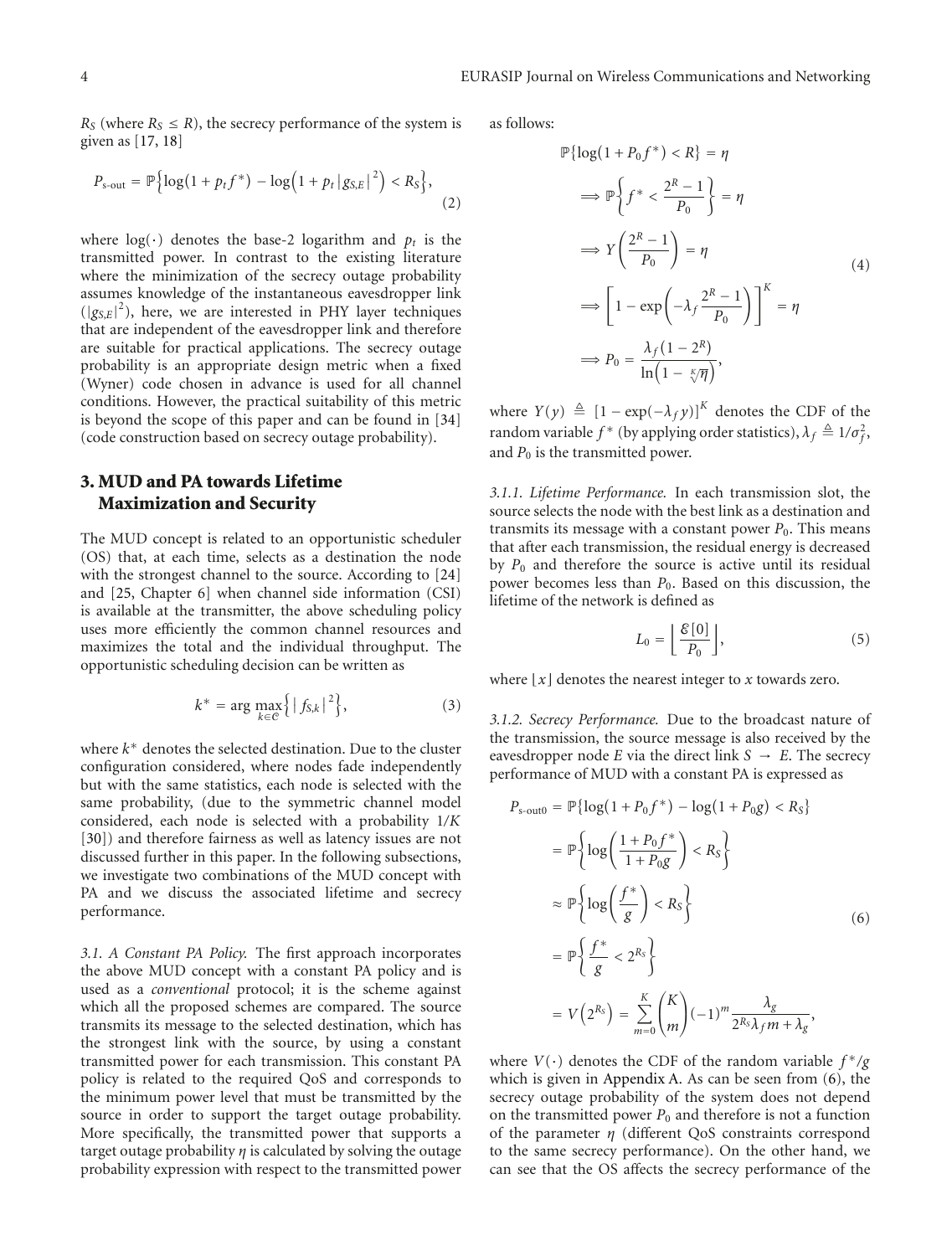$R_S$ (where $R_S \leq R$), the secrecy performance of the system is given as [17, 18]

$$P_{\text{s-out}} = \mathbb{P}\left\{\log(1 + p_t f^*) - \log\left(1 + p_t |g_{S,E}|^2\right) < R_S\right\}, \tag{2}$$

where $\log(\cdot)$ denotes the base-2 logarithm and $p_t$ is the transmitted power. In contrast to the existing literature where the minimization of the secrecy outage probability assumes knowledge of the instantaneous eavesdropper link ($|g_{S,E}|^2$), here, we are interested in PHY layer techniques that are independent of the eavesdropper link and therefore are suitable for practical applications. The secrecy outage probability is an appropriate design metric when a fixed (Wyner) code chosen in advance is used for all channel conditions. However, the practical suitability of this metric is beyond the scope of this paper and can be found in [34] (code construction based on secrecy outage probability).

## 3. MUD and PA towards Lifetime Maximization and Security

The MUD concept is related to an opportunistic scheduler (OS) that, at each time, selects as a destination the node with the strongest channel to the source. According to [24] and [25, Chapter 6] when channel side information (CSI) is available at the transmitter, the above scheduling policy uses more efficiently the common channel resources and maximizes the total and the individual throughput. The opportunistic scheduling decision can be written as

$$k^* = \arg\max_{k \in \mathcal{C}} \left\{ |f_{S,k}|^2 \right\}, \tag{3}$$

where $k^*$ denotes the selected destination. Due to the cluster configuration considered, where nodes fade independently but with the same statistics, each node is selected with the same probability, (due to the symmetric channel model considered, each node is selected with a probability $1/K$ [30]) and therefore fairness as well as latency issues are not discussed further in this paper. In the following subsections, we investigate two combinations of the MUD concept with PA and we discuss the associated lifetime and secrecy performance.

*3.1. A Constant PA Policy.* The first approach incorporates the above MUD concept with a constant PA policy and is used as a *conventional* protocol; it is the scheme against which all the proposed schemes are compared. The source transmits its message to the selected destination, which has the strongest link with the source, by using a constant transmitted power for each transmission. This constant PA policy is related to the required QoS and corresponds to the minimum power level that must be transmitted by the source in order to support the target outage probability. More specifically, the transmitted power that supports a target outage probability $\eta$ is calculated by solving the outage probability expression with respect to the transmitted power as follows:

$$\begin{aligned}
&\mathbb{P}\{\log(1 + P_0 f^*) < R\} = \eta \\
&\Longrightarrow \mathbb{P}\left\{ f^* < \frac{2^R - 1}{P_0} \right\} = \eta \\
&\Longrightarrow Y\left(\frac{2^R - 1}{P_0}\right) = \eta \\
&\Longrightarrow \left[1 - \exp\left(-\lambda_f \frac{2^R - 1}{P_0}\right)\right]^K = \eta \\
&\Longrightarrow P_0 = \frac{\lambda_f (1 - 2^R)}{\ln\left(1 - \sqrt[K]{\eta}\right)},
\end{aligned} \tag{4}$$

where $Y(y) \triangleq [1 - \exp(-\lambda_f y)]^K$ denotes the CDF of the random variable $f^*$ (by applying order statistics), $\lambda_f \triangleq 1/\sigma_f^2$, and $P_0$ is the transmitted power.

*3.1.1. Lifetime Performance.* In each transmission slot, the source selects the node with the best link as a destination and transmits its message with a constant power $P_0$. This means that after each transmission, the residual energy is decreased by $P_0$ and therefore the source is active until its residual power becomes less than $P_0$. Based on this discussion, the lifetime of the network is defined as

$$L_0 = \left\lfloor \frac{\mathcal{E}[0]}{P_0} \right\rfloor, \tag{5}$$

where $\lfloor x \rfloor$ denotes the nearest integer to $x$ towards zero.

*3.1.2. Secrecy Performance.* Due to the broadcast nature of the transmission, the source message is also received by the eavesdropper node $E$ via the direct link $S \to E$. The secrecy performance of MUD with a constant PA is expressed as

$$\begin{aligned}
P_{\text{s-out0}} &= \mathbb{P}\{\log(1 + P_0 f^*) - \log(1 + P_0 g) < R_S\} \\
&= \mathbb{P}\left\{ \log\left(\frac{1 + P_0 f^*}{1 + P_0 g}\right) < R_S \right\} \\
&\approx \mathbb{P}\left\{ \log\left(\frac{f^*}{g}\right) < R_S \right\} \\
&= \mathbb{P}\left\{ \frac{f^*}{g} < 2^{R_S} \right\} \\
&= V\left(2^{R_S}\right) = \sum_{m=0}^{K} \binom{K}{m} (-1)^m \frac{\lambda_g}{2^{R_S}\lambda_f m + \lambda_g},
\end{aligned} \tag{6}$$

where $V(\cdot)$ denotes the CDF of the random variable $f^*/g$ which is given in Appendix A. As can be seen from (6), the secrecy outage probability of the system does not depend on the transmitted power $P_0$ and therefore is not a function of the parameter $\eta$ (different QoS constraints correspond to the same secrecy performance). On the other hand, we can see that the OS affects the secrecy performance of the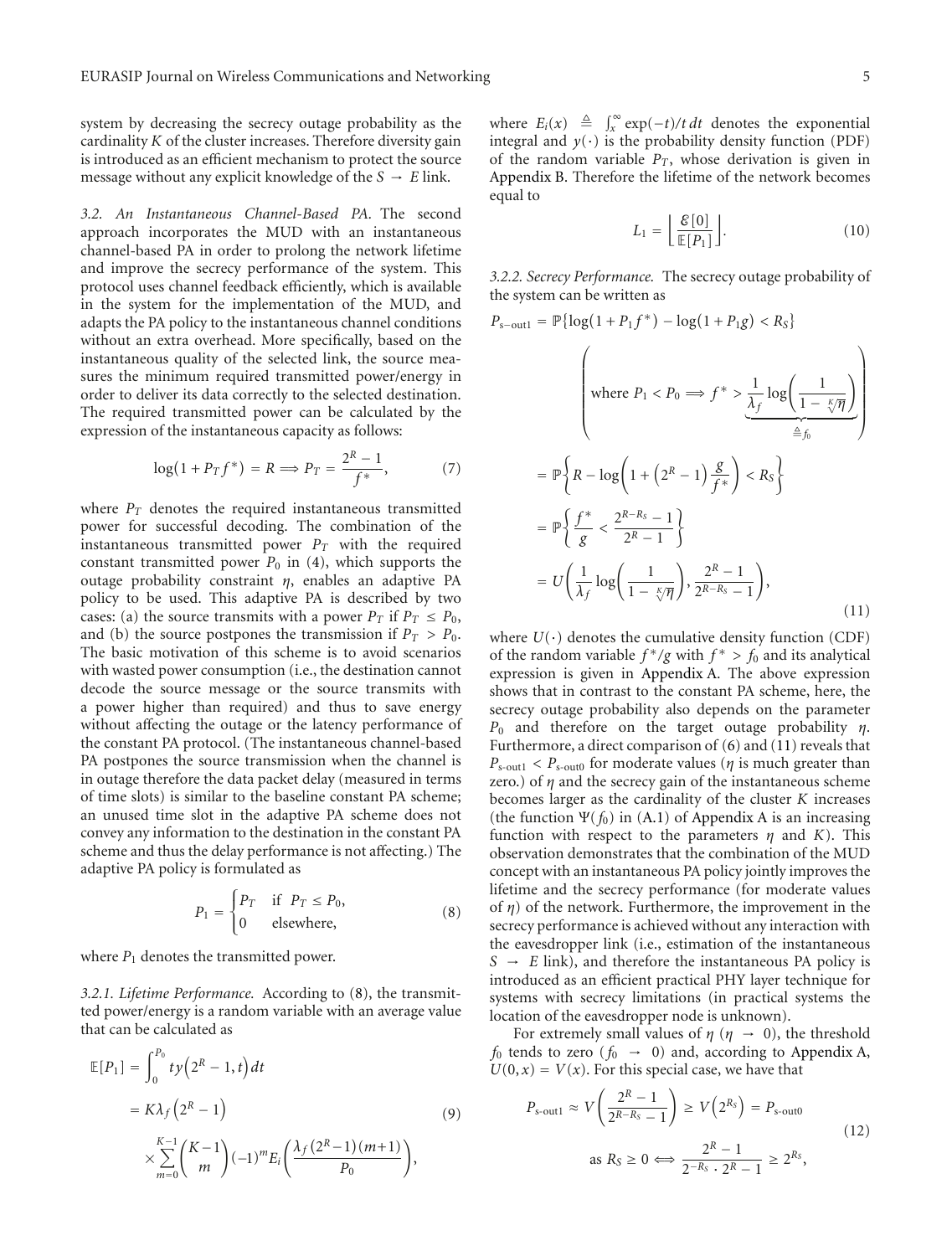system by decreasing the secrecy outage probability as the cardinality $K$ of the cluster increases. Therefore diversity gain is introduced as an efficient mechanism to protect the source message without any explicit knowledge of the $S \to E$ link.

*3.2. An Instantaneous Channel-Based PA.* The second approach incorporates the MUD with an instantaneous channel-based PA in order to prolong the network lifetime and improve the secrecy performance of the system. This protocol uses channel feedback efficiently, which is available in the system for the implementation of the MUD, and adapts the PA policy to the instantaneous channel conditions without an extra overhead. More specifically, based on the instantaneous quality of the selected link, the source measures the minimum required transmitted power/energy in order to deliver its data correctly to the selected destination. The required transmitted power can be calculated by the expression of the instantaneous capacity as follows:

$$\log(1 + P_T f^*) = R \Longrightarrow P_T = \frac{2^R - 1}{f^*}, \tag{7}$$

where $P_T$ denotes the required instantaneous transmitted power for successful decoding. The combination of the instantaneous transmitted power $P_T$ with the required constant transmitted power $P_0$ in (4), which supports the outage probability constraint $\eta$, enables an adaptive PA policy to be used. This adaptive PA is described by two cases: (a) the source transmits with a power $P_T$ if $P_T \leq P_0$, and (b) the source postpones the transmission if $P_T > P_0$. The basic motivation of this scheme is to avoid scenarios with wasted power consumption (i.e., the destination cannot decode the source message or the source transmits with a power higher than required) and thus to save energy without affecting the outage or the latency performance of the constant PA protocol. (The instantaneous channel-based PA postpones the source transmission when the channel is in outage therefore the data packet delay (measured in terms of time slots) is similar to the baseline constant PA scheme; an unused time slot in the adaptive PA scheme does not convey any information to the destination in the constant PA scheme and thus the delay performance is not affecting.) The adaptive PA policy is formulated as

$$P_1 = \begin{cases} P_T & \text{if } P_T \leq P_0, \\ 0 & \text{elsewhere,} \end{cases} \tag{8}$$

where $P_1$ denotes the transmitted power.

*3.2.1. Lifetime Performance.* According to (8), the transmitted power/energy is a random variable with an average value that can be calculated as

$$\begin{aligned} \mathbb{E}[P_1] &= \int_0^{P_0} t y\left(2^R - 1, t\right) dt \\ &= K\lambda_f\left(2^R - 1\right) \\ &\quad \times \sum_{m=0}^{K-1} \binom{K-1}{m} (-1)^m E_i\left(\frac{\lambda_f\left(2^R - 1\right)(m+1)}{P_0}\right), \end{aligned} \tag{9}$$

where $E_i(x) \triangleq \int_x^\infty \exp(-t)/t \, dt$ denotes the exponential integral and $y(\cdot)$ is the probability density function (PDF) of the random variable $P_T$, whose derivation is given in Appendix B. Therefore the lifetime of the network becomes equal to

$$L_1 = \left\lfloor \frac{\mathcal{E}[0]}{\mathbb{E}[P_1]} \right\rfloor. \tag{10}$$

*3.2.2. Secrecy Performance.* The secrecy outage probability of the system can be written as

$$\begin{aligned} P_{\text{s-out1}} &= \mathbb{P}\{\log(1 + P_1 f^*) - \log(1 + P_1 g) < R_S\} \\ &\quad \left( \text{where } P_1 < P_0 \Longrightarrow f^* > \underbrace{\frac{1}{\lambda_f} \log\left(\frac{1}{1 - \sqrt[K]{\eta}}\right)}_{\triangleq f_0} \right) \\ &= \mathbb{P}\left\{ R - \log\left(1 + \left(2^R - 1\right)\frac{g}{f^*}\right) < R_S \right\} \\ &= \mathbb{P}\left\{ \frac{f^*}{g} < \frac{2^{R-R_S} - 1}{2^R - 1} \right\} \\ &= U\left( \frac{1}{\lambda_f} \log\left(\frac{1}{1 - \sqrt[K]{\eta}}\right), \frac{2^R - 1}{2^{R-R_S} - 1} \right), \end{aligned} \tag{11}$$

where $U(\cdot)$ denotes the cumulative density function (CDF) of the random variable $f^*/g$ with $f^* > f_0$ and its analytical expression is given in Appendix A. The above expression shows that in contrast to the constant PA scheme, here, the secrecy outage probability also depends on the parameter $P_0$ and therefore on the target outage probability $\eta$. Furthermore, a direct comparison of (6) and (11) reveals that $P_{\text{s-out1}} < P_{\text{s-out0}}$ for moderate values ($\eta$ is much greater than zero.) of $\eta$ and the secrecy gain of the instantaneous scheme becomes larger as the cardinality of the cluster $K$ increases (the function $\Psi(f_0)$ in (A.1) of Appendix A is an increasing function with respect to the parameters $\eta$ and $K$). This observation demonstrates that the combination of the MUD concept with an instantaneous PA policy jointly improves the lifetime and the secrecy performance (for moderate values of $\eta$) of the network. Furthermore, the improvement in the secrecy performance is achieved without any interaction with the eavesdropper link (i.e., estimation of the instantaneous $S \to E$ link), and therefore the instantaneous PA policy is introduced as an efficient practical PHY layer technique for systems with secrecy limitations (in practical systems the location of the eavesdropper node is unknown).

For extremely small values of $\eta$ ($\eta \to 0$), the threshold $f_0$ tends to zero ($f_0 \to 0$) and, according to Appendix A, $U(0, x) = V(x)$. For this special case, we have that

$$\begin{aligned} P_{\text{s-out1}} &\approx V\left(\frac{2^R - 1}{2^{R-R_S} - 1}\right) \geq V\left(2^{R_S}\right) = P_{\text{s-out0}} \\ &\text{as } R_S \geq 0 \Longleftrightarrow \frac{2^R - 1}{2^{-R_S} \cdot 2^R - 1} \geq 2^{R_S}, \end{aligned} \tag{12}$$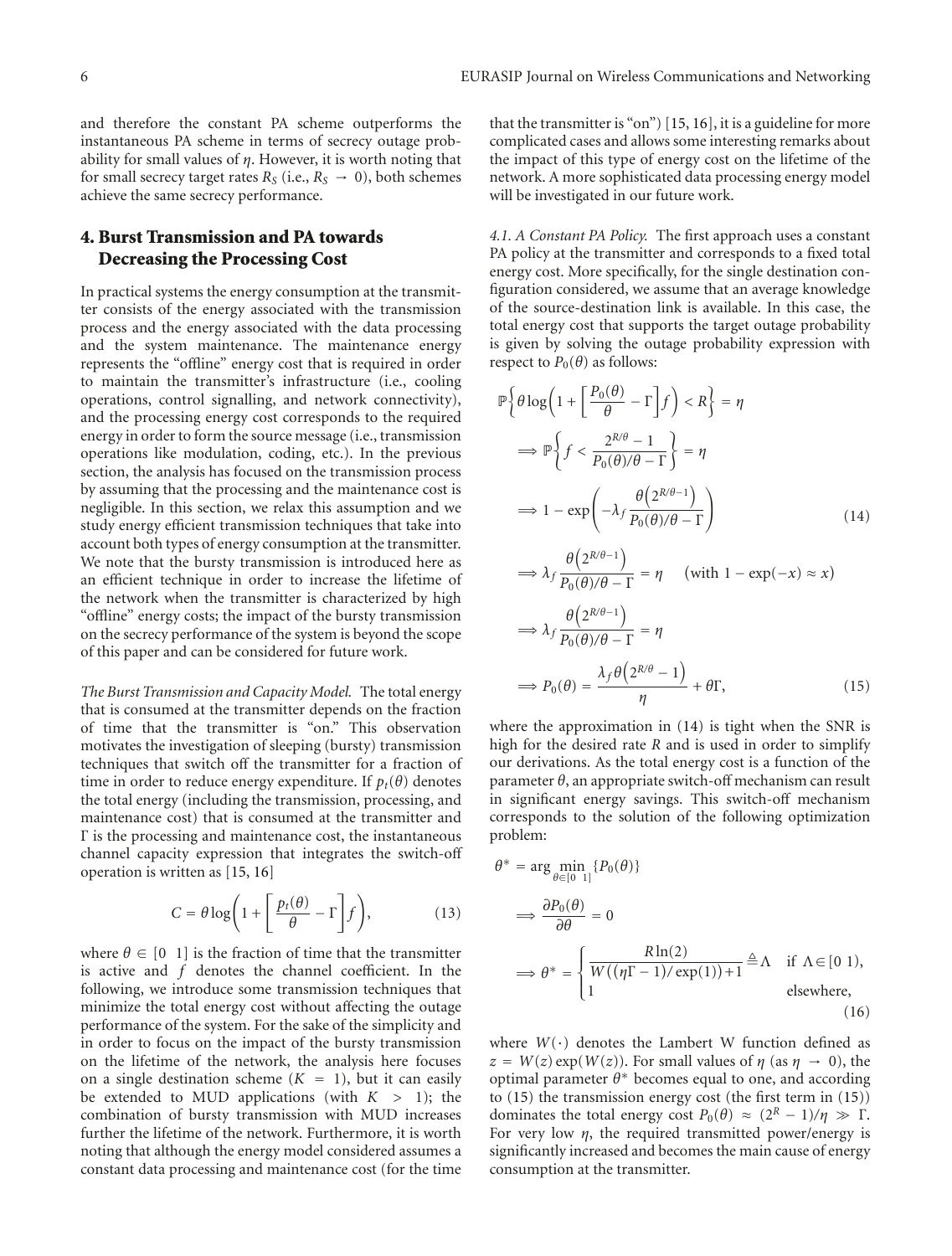and therefore the constant PA scheme outperforms the instantaneous PA scheme in terms of secrecy outage probability for small values of $\eta$. However, it is worth noting that for small secrecy target rates $R_S$ (i.e., $R_S \rightarrow 0$), both schemes achieve the same secrecy performance.

## 4. Burst Transmission and PA towards Decreasing the Processing Cost

In practical systems the energy consumption at the transmitter consists of the energy associated with the transmission process and the energy associated with the data processing and the system maintenance. The maintenance energy represents the "offline" energy cost that is required in order to maintain the transmitter's infrastructure (i.e., cooling operations, control signalling, and network connectivity), and the processing energy cost corresponds to the required energy in order to form the source message (i.e., transmission operations like modulation, coding, etc.). In the previous section, the analysis has focused on the transmission process by assuming that the processing and the maintenance cost is negligible. In this section, we relax this assumption and we study energy efficient transmission techniques that take into account both types of energy consumption at the transmitter. We note that the bursty transmission is introduced here as an efficient technique in order to increase the lifetime of the network when the transmitter is characterized by high "offline" energy costs; the impact of the bursty transmission on the secrecy performance of the system is beyond the scope of this paper and can be considered for future work.

*The Burst Transmission and Capacity Model.* The total energy that is consumed at the transmitter depends on the fraction of time that the transmitter is "on." This observation motivates the investigation of sleeping (bursty) transmission techniques that switch off the transmitter for a fraction of time in order to reduce energy expenditure. If $p_t(\theta)$ denotes the total energy (including the transmission, processing, and maintenance cost) that is consumed at the transmitter and $\Gamma$ is the processing and maintenance cost, the instantaneous channel capacity expression that integrates the switch-off operation is written as [15, 16]

$$C = \theta \log\left(1 + \left[\frac{p_t(\theta)}{\theta} - \Gamma\right] f\right), \tag{13}$$

where $\theta \in [0 \ \ 1]$ is the fraction of time that the transmitter is active and $f$ denotes the channel coefficient. In the following, we introduce some transmission techniques that minimize the total energy cost without affecting the outage performance of the system. For the sake of the simplicity and in order to focus on the impact of the bursty transmission on the lifetime of the network, the analysis here focuses on a single destination scheme ($K = 1$), but it can easily be extended to MUD applications (with $K > 1$); the combination of bursty transmission with MUD increases further the lifetime of the network. Furthermore, it is worth noting that although the energy model considered assumes a constant data processing and maintenance cost (for the time that the transmitter is "on") [15, 16], it is a guideline for more complicated cases and allows some interesting remarks about the impact of this type of energy cost on the lifetime of the network. A more sophisticated data processing energy model will be investigated in our future work.

*4.1. A Constant PA Policy.* The first approach uses a constant PA policy at the transmitter and corresponds to a fixed total energy cost. More specifically, for the single destination configuration considered, we assume that an average knowledge of the source-destination link is available. In this case, the total energy cost that supports the target outage probability is given by solving the outage probability expression with respect to $P_0(\theta)$ as follows:

$$\begin{aligned}
&\mathbb{P}\left\{\theta \log\left(1 + \left[\frac{P_0(\theta)}{\theta} - \Gamma\right] f\right) < R\right\} = \eta \\
&\Longrightarrow \mathbb{P}\left\{f < \frac{2^{R/\theta} - 1}{P_0(\theta)/\theta - \Gamma}\right\} = \eta \\
&\Longrightarrow 1 - \exp\left(-\lambda_f \frac{\theta\left(2^{R/\theta - 1}\right)}{P_0(\theta)/\theta - \Gamma}\right) \qquad\qquad (14) \\
&\Longrightarrow \lambda_f \frac{\theta\left(2^{R/\theta - 1}\right)}{P_0(\theta)/\theta - \Gamma} = \eta \quad \text{(with } 1 - \exp(-x) \approx x\text{)} \\
&\Longrightarrow \lambda_f \frac{\theta\left(2^{R/\theta - 1}\right)}{P_0(\theta)/\theta - \Gamma} = \eta \\
&\Longrightarrow P_0(\theta) = \frac{\lambda_f \theta\left(2^{R/\theta} - 1\right)}{\eta} + \theta\Gamma, \qquad\qquad (15)
\end{aligned}$$

where the approximation in (14) is tight when the SNR is high for the desired rate $R$ and is used in order to simplify our derivations. As the total energy cost is a function of the parameter $\theta$, an appropriate switch-off mechanism can result in significant energy savings. This switch-off mechanism corresponds to the solution of the following optimization problem:

$$\begin{aligned}
&\theta^* = \arg\min_{\theta \in [0 \ \ 1]} \{P_0(\theta)\} \\
&\Longrightarrow \frac{\partial P_0(\theta)}{\partial \theta} = 0 \\
&\Longrightarrow \theta^* = \begin{cases} \dfrac{R \ln(2)}{W((\eta\Gamma - 1)/\exp(1)) + 1} \triangleq \Lambda & \text{if } \Lambda \in [0 \ 1), \\ 1 & \text{elsewhere,} \end{cases}
\end{aligned} \tag{16}$$

where $W(\cdot)$ denotes the Lambert W function defined as $z = W(z)\exp(W(z))$. For small values of $\eta$ (as $\eta \rightarrow 0$), the optimal parameter $\theta^*$ becomes equal to one, and according to (15) the transmission energy cost (the first term in (15)) dominates the total energy cost $P_0(\theta) \approx (2^R - 1)/\eta \gg \Gamma$. For very low $\eta$, the required transmitted power/energy is significantly increased and becomes the main cause of energy consumption at the transmitter.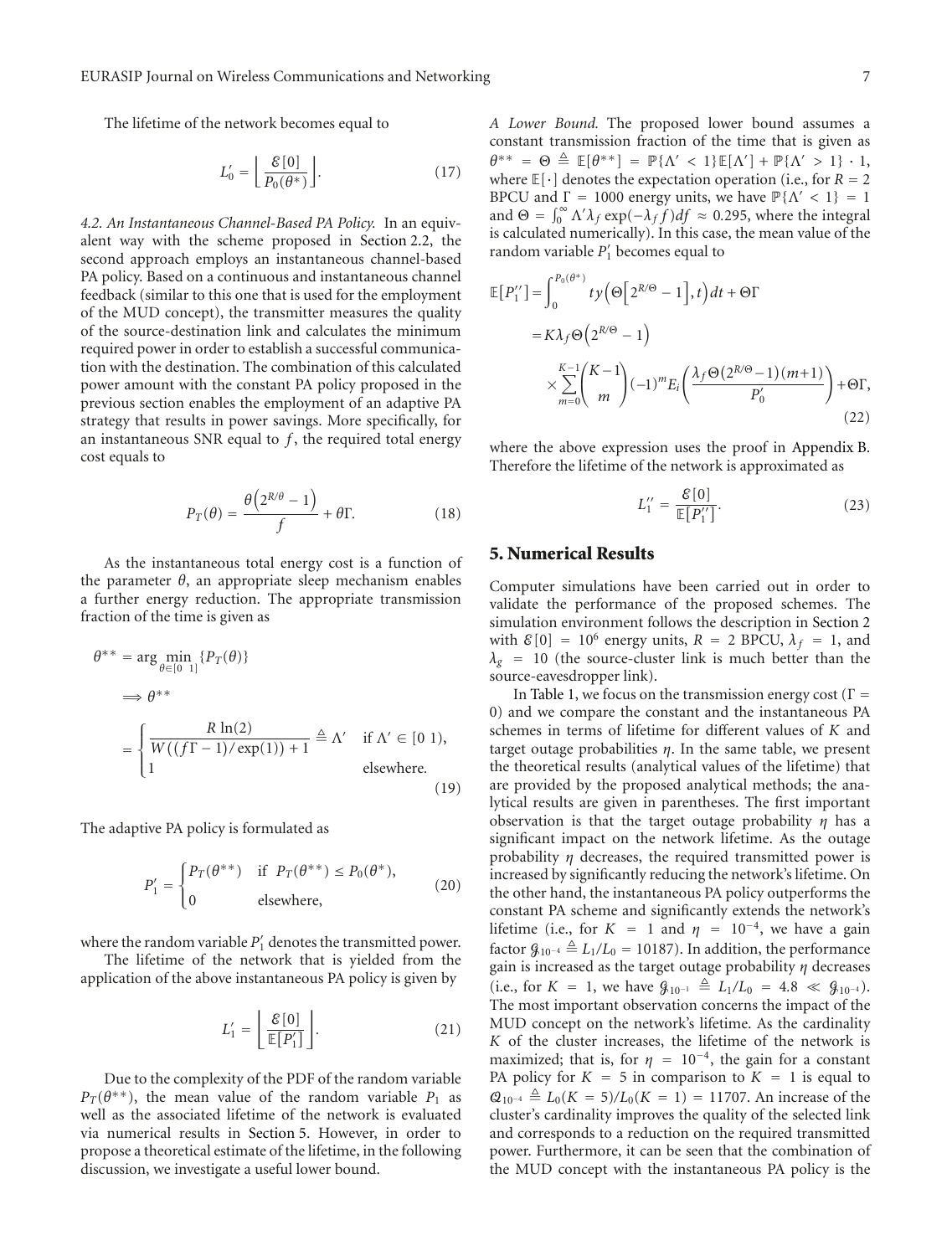The lifetime of the network becomes equal to

$$L_0' = \left\lfloor \frac{\mathcal{E}[0]}{P_0(\theta^*)} \right\rfloor. \tag{17}$$

*4.2. An Instantaneous Channel-Based PA Policy.* In an equivalent way with the scheme proposed in Section 2.2, the second approach employs an instantaneous channel-based PA policy. Based on a continuous and instantaneous channel feedback (similar to this one that is used for the employment of the MUD concept), the transmitter measures the quality of the source-destination link and calculates the minimum required power in order to establish a successful communication with the destination. The combination of this calculated power amount with the constant PA policy proposed in the previous section enables the employment of an adaptive PA strategy that results in power savings. More specifically, for an instantaneous SNR equal to $f$, the required total energy cost equals to

$$P_T(\theta) = \frac{\theta\left(2^{R/\theta} - 1\right)}{f} + \theta\Gamma. \tag{18}$$

As the instantaneous total energy cost is a function of the parameter $\theta$, an appropriate sleep mechanism enables a further energy reduction. The appropriate transmission fraction of the time is given as

$$\begin{aligned}
\theta^{**} &= \arg\min_{\theta\in[0\ \ 1]} \{P_T(\theta)\} \\
&\Longrightarrow \theta^{**} \\
&= \begin{cases} \dfrac{R\ln(2)}{W\left((f\Gamma - 1)/\exp(1)\right) + 1} \triangleq \Lambda' & \text{if } \Lambda' \in [0\ 1), \\ 1 & \text{elsewhere.} \end{cases}
\end{aligned} \tag{19}$$

The adaptive PA policy is formulated as

$$P_1' = \begin{cases} P_T(\theta^{**}) & \text{if } P_T(\theta^{**}) \leq P_0(\theta^*), \\ 0 & \text{elsewhere,} \end{cases} \tag{20}$$

where the random variable $P_1'$ denotes the transmitted power.

The lifetime of the network that is yielded from the application of the above instantaneous PA policy is given by

$$L_1' = \left\lfloor \frac{\mathcal{E}[0]}{\mathbb{E}[P_1']} \right\rfloor. \tag{21}$$

Due to the complexity of the PDF of the random variable $P_T(\theta^{**})$, the mean value of the random variable $P_1$ as well as the associated lifetime of the network is evaluated via numerical results in Section 5. However, in order to propose a theoretical estimate of the lifetime, in the following discussion, we investigate a useful lower bound.

*A Lower Bound.* The proposed lower bound assumes a constant transmission fraction of the time that is given as $\theta^{**} = \Theta \triangleq \mathbb{E}[\theta^{**}] = \mathbb{P}\{\Lambda' < 1\}\mathbb{E}[\Lambda'] + \mathbb{P}\{\Lambda' > 1\} \cdot 1$, where $\mathbb{E}[\cdot]$ denotes the expectation operation (i.e., for $R = 2$ BPCU and $\Gamma = 1000$ energy units, we have $\mathbb{P}\{\Lambda' < 1\} = 1$ and $\Theta = \int_0^\infty \Lambda' \lambda_f \exp(-\lambda_f f) df \approx 0.295$, where the integral is calculated numerically). In this case, the mean value of the random variable $P_1'$ becomes equal to

$$\begin{aligned}
\mathbb{E}[P_1''] &= \int_0^{P_0(\theta^*)} t y\left(\Theta\left[2^{R/\Theta} - 1\right], t\right) dt + \Theta\Gamma \\
&= K\lambda_f \Theta\left(2^{R/\Theta} - 1\right) \\
&\quad \times \sum_{m=0}^{K-1} \binom{K-1}{m} (-1)^m E_i\left(\frac{\lambda_f \Theta\left(2^{R/\Theta} - 1\right)(m+1)}{P_0'}\right) + \Theta\Gamma,
\end{aligned} \tag{22}$$

where the above expression uses the proof in Appendix B. Therefore the lifetime of the network is approximated as

$$L_1'' = \frac{\mathcal{E}[0]}{\mathbb{E}[P_1'']}. \tag{23}$$

## 5. Numerical Results

Computer simulations have been carried out in order to validate the performance of the proposed schemes. The simulation environment follows the description in Section 2 with $\mathcal{E}[0] = 10^6$ energy units, $R = 2$ BPCU, $\lambda_f = 1$, and $\lambda_g = 10$ (the source-cluster link is much better than the source-eavesdropper link).

In Table 1, we focus on the transmission energy cost ($\Gamma = 0$) and we compare the constant and the instantaneous PA schemes in terms of lifetime for different values of $K$ and target outage probabilities $\eta$. In the same table, we present the theoretical results (analytical values of the lifetime) that are provided by the proposed analytical methods; the analytical results are given in parentheses. The first important observation is that the target outage probability $\eta$ has a significant impact on the network lifetime. As the outage probability $\eta$ decreases, the required transmitted power is increased by significantly reducing the network's lifetime. On the other hand, the instantaneous PA policy outperforms the constant PA scheme and significantly extends the network's lifetime (i.e., for $K = 1$ and $\eta = 10^{-4}$, we have a gain factor $\mathcal{G}_{10^{-4}} \triangleq L_1/L_0 = 10187$). In addition, the performance gain is increased as the target outage probability $\eta$ decreases (i.e., for $K = 1$, we have $\mathcal{G}_{10^{-1}} \triangleq L_1/L_0 = 4.8 \ll \mathcal{G}_{10^{-4}}$). The most important observation concerns the impact of the MUD concept on the network's lifetime. As the cardinality $K$ of the cluster increases, the lifetime of the network is maximized; that is, for $\eta = 10^{-4}$, the gain for a constant PA policy for $K = 5$ in comparison to $K = 1$ is equal to $\mathcal{Q}_{10^{-4}} \triangleq L_0(K = 5)/L_0(K = 1) = 11707$. An increase of the cluster's cardinality improves the quality of the selected link and corresponds to a reduction on the required transmitted power. Furthermore, it can be seen that the combination of the MUD concept with the instantaneous PA policy is the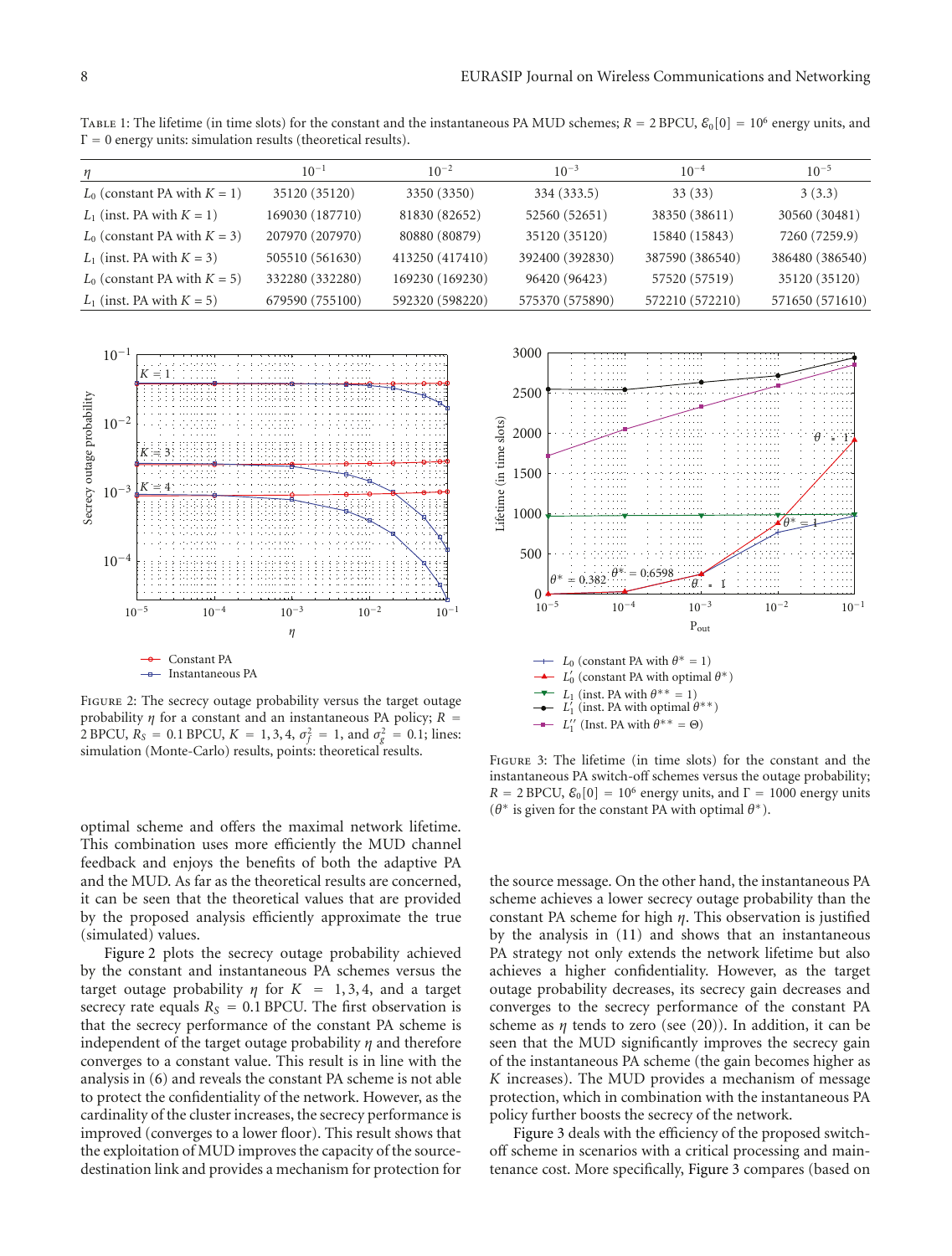Table 1: The lifetime (in time slots) for the constant and the instantaneous PA MUD schemes; $R = 2$ BPCU, $\mathcal{E}_0[0] = 10^6$ energy units, and $\Gamma = 0$ energy units: simulation results (theoretical results).

| $\eta$ | $10^{-1}$ | $10^{-2}$ | $10^{-3}$ | $10^{-4}$ | $10^{-5}$ |
|---|---|---|---|---|---|
| $L_0$ (constant PA with $K = 1$) | 35120 (35120) | 3350 (3350) | 334 (333.5) | 33 (33) | 3 (3.3) |
| $L_1$ (inst. PA with $K = 1$) | 169030 (187710) | 81830 (82652) | 52560 (52651) | 38350 (38611) | 30560 (30481) |
| $L_0$ (constant PA with $K = 3$) | 207970 (207970) | 80880 (80879) | 35120 (35120) | 15840 (15843) | 7260 (7259.9) |
| $L_1$ (inst. PA with $K = 3$) | 505510 (561630) | 413250 (417410) | 392400 (392830) | 387590 (386540) | 386480 (386540) |
| $L_0$ (constant PA with $K = 5$) | 332280 (332280) | 169230 (169230) | 96420 (96423) | 57520 (57519) | 35120 (35120) |
| $L_1$ (inst. PA with $K = 5$) | 679590 (755100) | 592320 (598220) | 575370 (575890) | 572210 (572210) | 571650 (571610) |

Figure 2: The secrecy outage probability versus the target outage probability $\eta$ for a constant and an instantaneous PA policy; $R = 2$ BPCU, $R_S = 0.1$ BPCU, $K = 1, 3, 4$, $\sigma_f^2 = 1$, and $\sigma_g^2 = 0.1$; lines: simulation (Monte-Carlo) results, points: theoretical results.

Figure 3: The lifetime (in time slots) for the constant and the instantaneous PA switch-off schemes versus the outage probability; $R = 2$ BPCU, $\mathcal{E}_0[0] = 10^6$ energy units, and $\Gamma = 1000$ energy units ($\theta^*$ is given for the constant PA with optimal $\theta^*$).

optimal scheme and offers the maximal network lifetime. This combination uses more efficiently the MUD channel feedback and enjoys the benefits of both the adaptive PA and the MUD. As far as the theoretical results are concerned, it can be seen that the theoretical values that are provided by the proposed analysis efficiently approximate the true (simulated) values.

Figure 2 plots the secrecy outage probability achieved by the constant and instantaneous PA schemes versus the target outage probability $\eta$ for $K = 1, 3, 4$, and a target secrecy rate equals $R_S = 0.1$ BPCU. The first observation is that the secrecy performance of the constant PA scheme is independent of the target outage probability $\eta$ and therefore converges to a constant value. This result is in line with the analysis in (6) and reveals the constant PA scheme is not able to protect the confidentiality of the network. However, as the cardinality of the cluster increases, the secrecy performance is improved (converges to a lower floor). This result shows that the exploitation of MUD improves the capacity of the source-destination link and provides a mechanism for protection for the source message. On the other hand, the instantaneous PA scheme achieves a lower secrecy outage probability than the constant PA scheme for high $\eta$. This observation is justified by the analysis in (11) and shows that an instantaneous PA strategy not only extends the network lifetime but also achieves a higher confidentiality. However, as the target outage probability decreases, its secrecy gain decreases and converges to the secrecy performance of the constant PA scheme as $\eta$ tends to zero (see (20)). In addition, it can be seen that the MUD significantly improves the secrecy gain of the instantaneous PA scheme (the gain becomes higher as $K$ increases). The MUD provides a mechanism of message protection, which in combination with the instantaneous PA policy further boosts the secrecy of the network.

Figure 3 deals with the efficiency of the proposed switch-off scheme in scenarios with a critical processing and maintenance cost. More specifically, Figure 3 compares (based on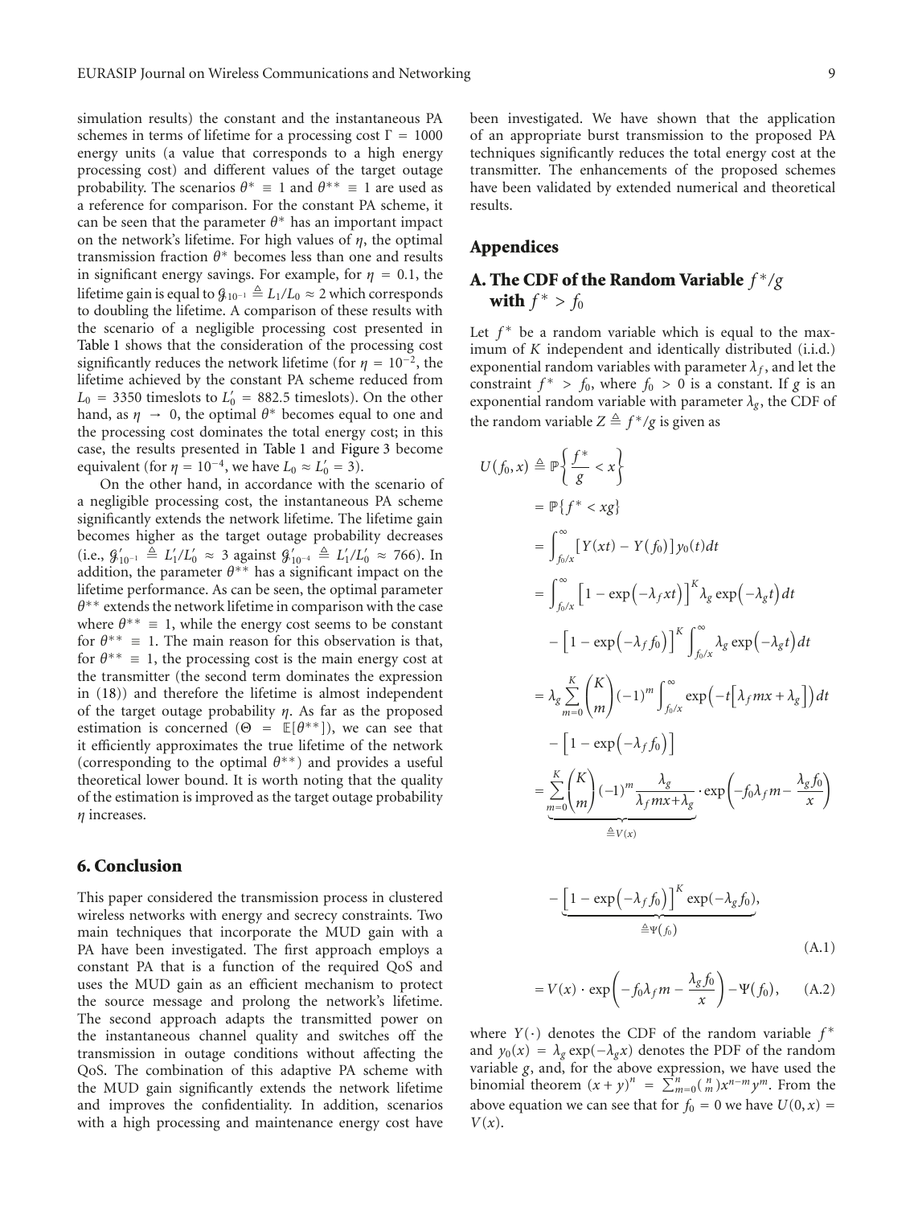simulation results) the constant and the instantaneous PA schemes in terms of lifetime for a processing cost $\Gamma = 1000$ energy units (a value that corresponds to a high energy processing cost) and different values of the target outage probability. The scenarios $\theta^* \equiv 1$ and $\theta^{**} \equiv 1$ are used as a reference for comparison. For the constant PA scheme, it can be seen that the parameter $\theta^*$ has an important impact on the network's lifetime. For high values of $\eta$, the optimal transmission fraction $\theta^*$ becomes less than one and results in significant energy savings. For example, for $\eta = 0.1$, the lifetime gain is equal to $\mathcal{G}_{10^{-1}} \triangleq L_1/L_0 \approx 2$ which corresponds to doubling the lifetime. A comparison of these results with the scenario of a negligible processing cost presented in Table 1 shows that the consideration of the processing cost significantly reduces the network lifetime (for $\eta = 10^{-2}$, the lifetime achieved by the constant PA scheme reduced from $L_0 = 3350$ timeslots to $L_0' = 882.5$ timeslots). On the other hand, as $\eta \rightarrow 0$, the optimal $\theta^*$ becomes equal to one and the processing cost dominates the total energy cost; in this case, the results presented in Table 1 and Figure 3 become equivalent (for $\eta = 10^{-4}$, we have $L_0 \approx L_0' = 3$).

On the other hand, in accordance with the scenario of a negligible processing cost, the instantaneous PA scheme significantly extends the network lifetime. The lifetime gain becomes higher as the target outage probability decreases (i.e., $\mathcal{G}'_{10^{-1}} \triangleq L_1'/L_0' \approx 3$ against $\mathcal{G}'_{10^{-4}} \triangleq L_1'/L_0' \approx 766$). In addition, the parameter $\theta^{**}$ has a significant impact on the lifetime performance. As can be seen, the optimal parameter $\theta^{**}$ extends the network lifetime in comparison with the case where $\theta^{**} \equiv 1$, while the energy cost seems to be constant for $\theta^{**} \equiv 1$. The main reason for this observation is that, for $\theta^{**} \equiv 1$, the processing cost is the main energy cost at the transmitter (the second term dominates the expression in (18)) and therefore the lifetime is almost independent of the target outage probability $\eta$. As far as the proposed estimation is concerned ($\Theta = \mathbb{E}[\theta^{**}]$), we can see that it efficiently approximates the true lifetime of the network (corresponding to the optimal $\theta^{**}$) and provides a useful theoretical lower bound. It is worth noting that the quality of the estimation is improved as the target outage probability $\eta$ increases.

## 6. Conclusion

This paper considered the transmission process in clustered wireless networks with energy and secrecy constraints. Two main techniques that incorporate the MUD gain with a PA have been investigated. The first approach employs a constant PA that is a function of the required QoS and uses the MUD gain as an efficient mechanism to protect the source message and prolong the network's lifetime. The second approach adapts the transmitted power on the instantaneous channel quality and switches off the transmission in outage conditions without affecting the QoS. The combination of this adaptive PA scheme with the MUD gain significantly extends the network lifetime and improves the confidentiality. In addition, scenarios with a high processing and maintenance energy cost have been investigated. We have shown that the application of an appropriate burst transmission to the proposed PA techniques significantly reduces the total energy cost at the transmitter. The enhancements of the proposed schemes have been validated by extended numerical and theoretical results.

## Appendices

### A. The CDF of the Random Variable $f^*/g$ with $f^* > f_0$

Let $f^*$ be a random variable which is equal to the maximum of $K$ independent and identically distributed (i.i.d.) exponential random variables with parameter $\lambda_f$, and let the constraint $f^* > f_0$, where $f_0 > 0$ is a constant. If $g$ is an exponential random variable with parameter $\lambda_g$, the CDF of the random variable $Z \triangleq f^*/g$ is given as

$$
\begin{aligned}
U(f_0, x) &\triangleq \mathbb{P}\left\{\frac{f^*}{g} < x\right\} \\
&= \mathbb{P}\{f^* < xg\} \\
&= \int_{f_0/x}^{\infty} \left[Y(xt) - Y(f_0)\right] y_0(t) dt \\
&= \int_{f_0/x}^{\infty} \left[1 - \exp\left(-\lambda_f xt\right)\right]^K \lambda_g \exp\left(-\lambda_g t\right) dt \\
&\quad - \left[1 - \exp\left(-\lambda_f f_0\right)\right]^K \int_{f_0/x}^{\infty} \lambda_g \exp\left(-\lambda_g t\right) dt \\
&= \lambda_g \sum_{m=0}^{K} \binom{K}{m} (-1)^m \int_{f_0/x}^{\infty} \exp\left(-t\left[\lambda_f m x + \lambda_g\right]\right) dt \\
&\quad - \left[1 - \exp\left(-\lambda_f f_0\right)\right] \\
&= \underbrace{\sum_{m=0}^{K} \binom{K}{m} (-1)^m \frac{\lambda_g}{\lambda_f m x + \lambda_g}}_{\triangleq V(x)} \cdot \exp\left(-f_0 \lambda_f m - \frac{\lambda_g f_0}{x}\right) \\
&\quad - \underbrace{\left[1 - \exp\left(-\lambda_f f_0\right)\right]^K \exp(-\lambda_g f_0)}_{\triangleq \Psi(f_0)},
\end{aligned}
\tag{A.1}
$$

$$
= V(x) \cdot \exp\left(-f_0 \lambda_f m - \frac{\lambda_g f_0}{x}\right) - \Psi(f_0), \tag{A.2}
$$

where $Y(\cdot)$ denotes the CDF of the random variable $f^*$ and $y_0(x) = \lambda_g \exp(-\lambda_g x)$ denotes the PDF of the random variable $g$, and, for the above expression, we have used the binomial theorem $(x+y)^n = \sum_{m=0}^{n} \binom{n}{m} x^{n-m} y^m$. From the above equation we can see that for $f_0 = 0$ we have $U(0, x) = V(x)$.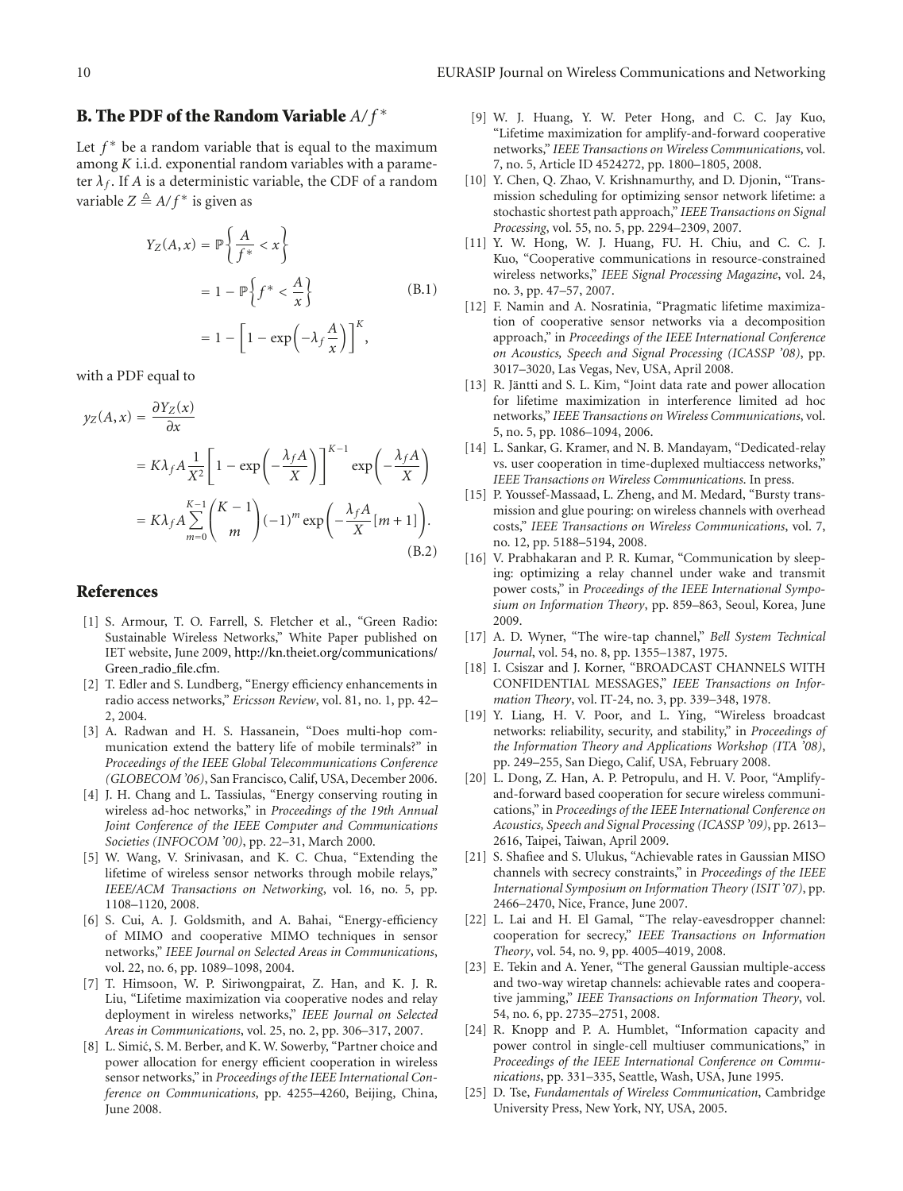### B. The PDF of the Random Variable $A/f^*$

Let $f^*$ be a random variable that is equal to the maximum among $K$ i.i.d. exponential random variables with a parameter $\lambda_f$. If $A$ is a deterministic variable, the CDF of a random variable $Z \triangleq A/f^*$ is given as

$$
\begin{aligned}
Y_Z(A,x) &= \mathbb{P}\left\{\frac{A}{f^*} < x\right\} \\
&= 1 - \mathbb{P}\left\{f^* < \frac{A}{x}\right\} \\
&= 1 - \left[1 - \exp\left(-\lambda_f \frac{A}{x}\right)\right]^K,
\end{aligned}
\tag{B.1}
$$

with a PDF equal to

$$
\begin{aligned}
y_Z(A,x) &= \frac{\partial Y_Z(x)}{\partial x} \\
&= K\lambda_f A \frac{1}{X^2}\left[1 - \exp\left(-\frac{\lambda_f A}{X}\right)\right]^{K-1} \exp\left(-\frac{\lambda_f A}{X}\right) \\
&= K\lambda_f A \sum_{m=0}^{K-1} \binom{K-1}{m} (-1)^m \exp\left(-\frac{\lambda_f A}{X}[m+1]\right).
\end{aligned}
\tag{B.2}
$$

## References

[1] S. Armour, T. O. Farrell, S. Fletcher et al., "Green Radio: Sustainable Wireless Networks," White Paper published on IET website, June 2009, http://kn.theiet.org/communications/Green_radio_file.cfm.

[2] T. Edler and S. Lundberg, "Energy efficiency enhancements in radio access networks," *Ericsson Review*, vol. 81, no. 1, pp. 42–2, 2004.

[3] A. Radwan and H. S. Hassanein, "Does multi-hop communication extend the battery life of mobile terminals?" in *Proceedings of the IEEE Global Telecommunications Conference (GLOBECOM '06)*, San Francisco, Calif, USA, December 2006.

[4] J. H. Chang and L. Tassiulas, "Energy conserving routing in wireless ad-hoc networks," in *Proceedings of the 19th Annual Joint Conference of the IEEE Computer and Communications Societies (INFOCOM '00)*, pp. 22–31, March 2000.

[5] W. Wang, V. Srinivasan, and K. C. Chua, "Extending the lifetime of wireless sensor networks through mobile relays," *IEEE/ACM Transactions on Networking*, vol. 16, no. 5, pp. 1108–1120, 2008.

[6] S. Cui, A. J. Goldsmith, and A. Bahai, "Energy-efficiency of MIMO and cooperative MIMO techniques in sensor networks," *IEEE Journal on Selected Areas in Communications*, vol. 22, no. 6, pp. 1089–1098, 2004.

[7] T. Himsoon, W. P. Siriwongpairat, Z. Han, and K. J. R. Liu, "Lifetime maximization via cooperative nodes and relay deployment in wireless networks," *IEEE Journal on Selected Areas in Communications*, vol. 25, no. 2, pp. 306–317, 2007.

[8] L. Simić, S. M. Berber, and K. W. Sowerby, "Partner choice and power allocation for energy efficient cooperation in wireless sensor networks," in *Proceedings of the IEEE International Conference on Communications*, pp. 4255–4260, Beijing, China, June 2008.

[9] W. J. Huang, Y. W. Peter Hong, and C. C. Jay Kuo, "Lifetime maximization for amplify-and-forward cooperative networks," *IEEE Transactions on Wireless Communications*, vol. 7, no. 5, Article ID 4524272, pp. 1800–1805, 2008.

[10] Y. Chen, Q. Zhao, V. Krishnamurthy, and D. Djonin, "Transmission scheduling for optimizing sensor network lifetime: a stochastic shortest path approach," *IEEE Transactions on Signal Processing*, vol. 55, no. 5, pp. 2294–2309, 2007.

[11] Y. W. Hong, W. J. Huang, FU. H. Chiu, and C. C. J. Kuo, "Cooperative communications in resource-constrained wireless networks," *IEEE Signal Processing Magazine*, vol. 24, no. 3, pp. 47–57, 2007.

[12] F. Namin and A. Nosratinia, "Pragmatic lifetime maximization of cooperative sensor networks via a decomposition approach," in *Proceedings of the IEEE International Conference on Acoustics, Speech and Signal Processing (ICASSP '08)*, pp. 3017–3020, Las Vegas, Nev, USA, April 2008.

[13] R. Jäntti and S. L. Kim, "Joint data rate and power allocation for lifetime maximization in interference limited ad hoc networks," *IEEE Transactions on Wireless Communications*, vol. 5, no. 5, pp. 1086–1094, 2006.

[14] L. Sankar, G. Kramer, and N. B. Mandayam, "Dedicated-relay vs. user cooperation in time-duplexed multiaccess networks," *IEEE Transactions on Wireless Communications*. In press.

[15] P. Youssef-Massaad, L. Zheng, and M. Medard, "Bursty transmission and glue pouring: on wireless channels with overhead costs," *IEEE Transactions on Wireless Communications*, vol. 7, no. 12, pp. 5188–5194, 2008.

[16] V. Prabhakaran and P. R. Kumar, "Communication by sleeping: optimizing a relay channel under wake and transmit power costs," in *Proceedings of the IEEE International Symposium on Information Theory*, pp. 859–863, Seoul, Korea, June 2009.

[17] A. D. Wyner, "The wire-tap channel," *Bell System Technical Journal*, vol. 54, no. 8, pp. 1355–1387, 1975.

[18] I. Csiszar and J. Korner, "BROADCAST CHANNELS WITH CONFIDENTIAL MESSAGES," *IEEE Transactions on Information Theory*, vol. IT-24, no. 3, pp. 339–348, 1978.

[19] Y. Liang, H. V. Poor, and L. Ying, "Wireless broadcast networks: reliability, security, and stability," in *Proceedings of the Information Theory and Applications Workshop (ITA '08)*, pp. 249–255, San Diego, Calif, USA, February 2008.

[20] L. Dong, Z. Han, A. P. Petropulu, and H. V. Poor, "Amplify-and-forward based cooperation for secure wireless communications," in *Proceedings of the IEEE International Conference on Acoustics, Speech and Signal Processing (ICASSP '09)*, pp. 2613–2616, Taipei, Taiwan, April 2009.

[21] S. Shafiee and S. Ulukus, "Achievable rates in Gaussian MISO channels with secrecy constraints," in *Proceedings of the IEEE International Symposium on Information Theory (ISIT '07)*, pp. 2466–2470, Nice, France, June 2007.

[22] L. Lai and H. El Gamal, "The relay-eavesdropper channel: cooperation for secrecy," *IEEE Transactions on Information Theory*, vol. 54, no. 9, pp. 4005–4019, 2008.

[23] E. Tekin and A. Yener, "The general Gaussian multiple-access and two-way wiretap channels: achievable rates and cooperative jamming," *IEEE Transactions on Information Theory*, vol. 54, no. 6, pp. 2735–2751, 2008.

[24] R. Knopp and P. A. Humblet, "Information capacity and power control in single-cell multiuser communications," in *Proceedings of the IEEE International Conference on Communications*, pp. 331–335, Seattle, Wash, USA, June 1995.

[25] D. Tse, *Fundamentals of Wireless Communication*, Cambridge University Press, New York, NY, USA, 2005.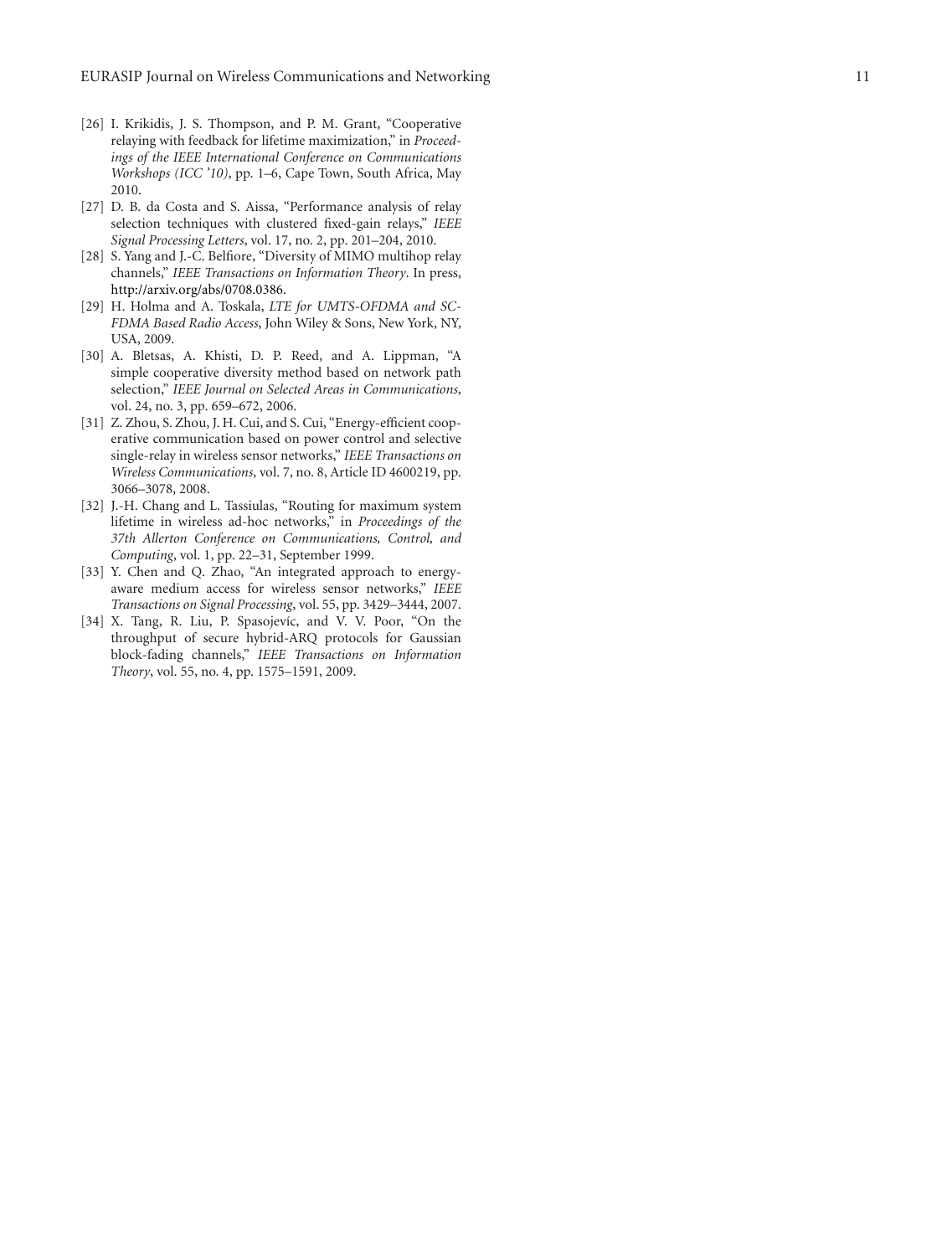[26] I. Krikidis, J. S. Thompson, and P. M. Grant, "Cooperative relaying with feedback for lifetime maximization," in *Proceedings of the IEEE International Conference on Communications Workshops (ICC '10)*, pp. 1–6, Cape Town, South Africa, May 2010.

[27] D. B. da Costa and S. Aissa, "Performance analysis of relay selection techniques with clustered fixed-gain relays," *IEEE Signal Processing Letters*, vol. 17, no. 2, pp. 201–204, 2010.

[28] S. Yang and J.-C. Belfiore, "Diversity of MIMO multihop relay channels," *IEEE Transactions on Information Theory*. In press, http://arxiv.org/abs/0708.0386.

[29] H. Holma and A. Toskala, *LTE for UMTS-OFDMA and SC-FDMA Based Radio Access*, John Wiley & Sons, New York, NY, USA, 2009.

[30] A. Bletsas, A. Khisti, D. P. Reed, and A. Lippman, "A simple cooperative diversity method based on network path selection," *IEEE Journal on Selected Areas in Communications*, vol. 24, no. 3, pp. 659–672, 2006.

[31] Z. Zhou, S. Zhou, J. H. Cui, and S. Cui, "Energy-efficient cooperative communication based on power control and selective single-relay in wireless sensor networks," *IEEE Transactions on Wireless Communications*, vol. 7, no. 8, Article ID 4600219, pp. 3066–3078, 2008.

[32] J.-H. Chang and L. Tassiulas, "Routing for maximum system lifetime in wireless ad-hoc networks," in *Proceedings of the 37th Allerton Conference on Communications, Control, and Computing*, vol. 1, pp. 22–31, September 1999.

[33] Y. Chen and Q. Zhao, "An integrated approach to energy-aware medium access for wireless sensor networks," *IEEE Transactions on Signal Processing*, vol. 55, pp. 3429–3444, 2007.

[34] X. Tang, R. Liu, P. Spasojevíc, and V. V. Poor, "On the throughput of secure hybrid-ARQ protocols for Gaussian block-fading channels," *IEEE Transactions on Information Theory*, vol. 55, no. 4, pp. 1575–1591, 2009.